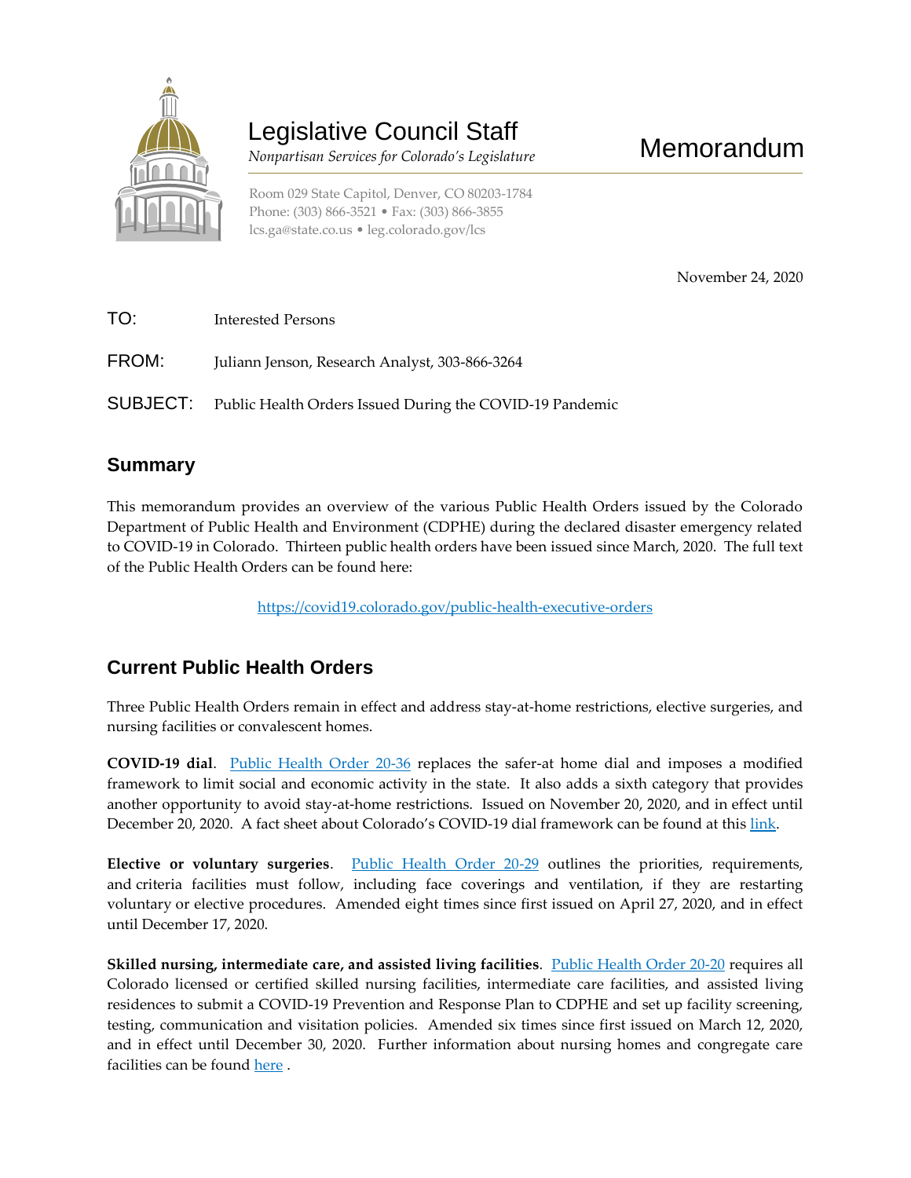# Legislative Council Staff

*Nonpartisan Services for Colorado's Legislature*

# Memorandum

Room 029 State Capitol, Denver, CO 80203-1784
Phone: (303) 866-3521 • Fax: (303) 866-3855
lcs.ga@state.co.us • leg.colorado.gov/lcs

November 24, 2020

TO: Interested Persons

FROM: Juliann Jenson, Research Analyst, 303-866-3264

SUBJECT: Public Health Orders Issued During the COVID-19 Pandemic

## Summary

This memorandum provides an overview of the various Public Health Orders issued by the Colorado Department of Public Health and Environment (CDPHE) during the declared disaster emergency related to COVID-19 in Colorado. Thirteen public health orders have been issued since March, 2020. The full text of the Public Health Orders can be found here:

[https://covid19.colorado.gov/public-health-executive-orders](https://covid19.colorado.gov/public-health-executive-orders)

## Current Public Health Orders

Three Public Health Orders remain in effect and address stay-at-home restrictions, elective surgeries, and nursing facilities or convalescent homes.

**COVID-19 dial**. Public Health Order 20-36 replaces the safer-at home dial and imposes a modified framework to limit social and economic activity in the state. It also adds a sixth category that provides another opportunity to avoid stay-at-home restrictions. Issued on November 20, 2020, and in effect until December 20, 2020. A fact sheet about Colorado's COVID-19 dial framework can be found at this link.

**Elective or voluntary surgeries**. Public Health Order 20-29 outlines the priorities, requirements, and criteria facilities must follow, including face coverings and ventilation, if they are restarting voluntary or elective procedures. Amended eight times since first issued on April 27, 2020, and in effect until December 17, 2020.

**Skilled nursing, intermediate care, and assisted living facilities**. Public Health Order 20-20 requires all Colorado licensed or certified skilled nursing facilities, intermediate care facilities, and assisted living residences to submit a COVID-19 Prevention and Response Plan to CDPHE and set up facility screening, testing, communication and visitation policies. Amended six times since first issued on March 12, 2020, and in effect until December 30, 2020. Further information about nursing homes and congregate care facilities can be found here .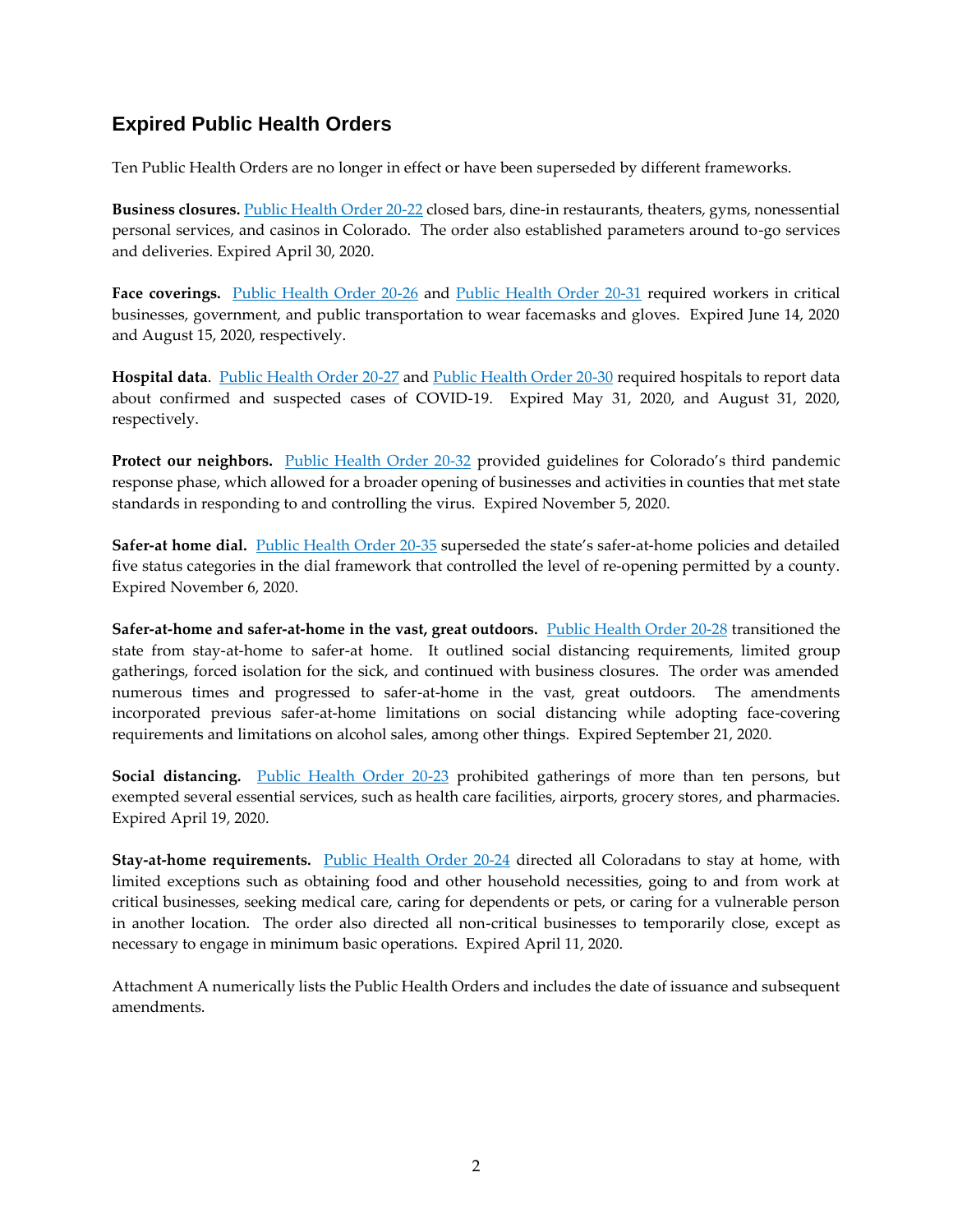## Expired Public Health Orders

Ten Public Health Orders are no longer in effect or have been superseded by different frameworks.

**Business closures.** Public Health Order 20-22 closed bars, dine-in restaurants, theaters, gyms, nonessential personal services, and casinos in Colorado. The order also established parameters around to-go services and deliveries. Expired April 30, 2020.

**Face coverings.** Public Health Order 20-26 and Public Health Order 20-31 required workers in critical businesses, government, and public transportation to wear facemasks and gloves. Expired June 14, 2020 and August 15, 2020, respectively.

**Hospital data**. Public Health Order 20-27 and Public Health Order 20-30 required hospitals to report data about confirmed and suspected cases of COVID-19. Expired May 31, 2020, and August 31, 2020, respectively.

**Protect our neighbors.** Public Health Order 20-32 provided guidelines for Colorado's third pandemic response phase, which allowed for a broader opening of businesses and activities in counties that met state standards in responding to and controlling the virus. Expired November 5, 2020.

**Safer-at home dial.** Public Health Order 20-35 superseded the state's safer-at-home policies and detailed five status categories in the dial framework that controlled the level of re-opening permitted by a county. Expired November 6, 2020.

**Safer-at-home and safer-at-home in the vast, great outdoors.** Public Health Order 20-28 transitioned the state from stay-at-home to safer-at home. It outlined social distancing requirements, limited group gatherings, forced isolation for the sick, and continued with business closures. The order was amended numerous times and progressed to safer-at-home in the vast, great outdoors. The amendments incorporated previous safer-at-home limitations on social distancing while adopting face-covering requirements and limitations on alcohol sales, among other things. Expired September 21, 2020.

**Social distancing.** Public Health Order 20-23 prohibited gatherings of more than ten persons, but exempted several essential services, such as health care facilities, airports, grocery stores, and pharmacies. Expired April 19, 2020.

**Stay-at-home requirements.** Public Health Order 20-24 directed all Coloradans to stay at home, with limited exceptions such as obtaining food and other household necessities, going to and from work at critical businesses, seeking medical care, caring for dependents or pets, or caring for a vulnerable person in another location. The order also directed all non-critical businesses to temporarily close, except as necessary to engage in minimum basic operations. Expired April 11, 2020.

Attachment A numerically lists the Public Health Orders and includes the date of issuance and subsequent amendments.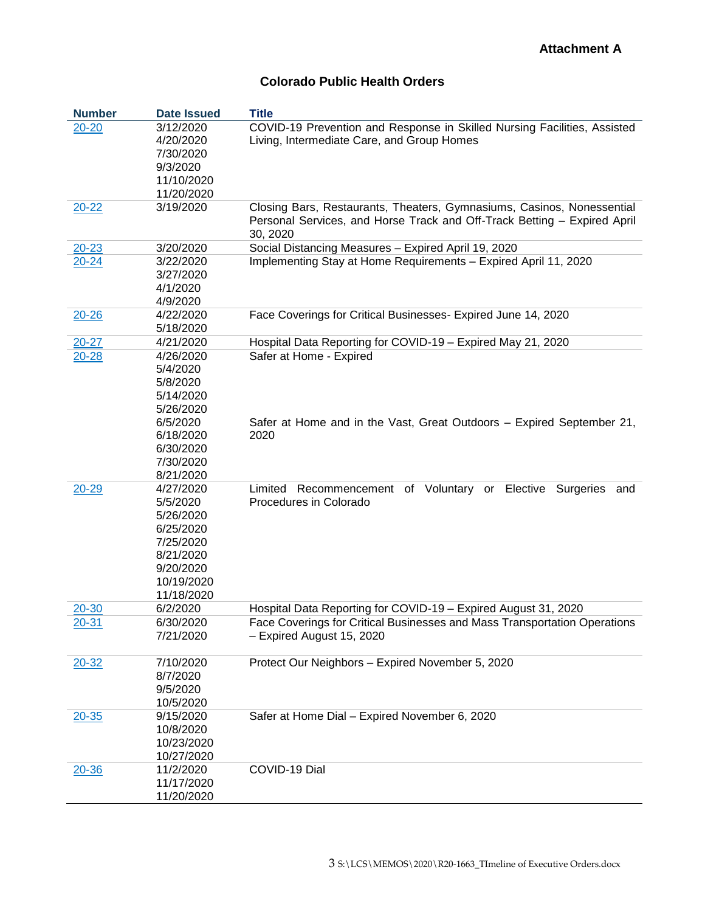**Attachment A**

## Colorado Public Health Orders

| Number | Date Issued | Title |
| --- | --- | --- |
| 20-20 | 3/12/2020<br>4/20/2020<br>7/30/2020<br>9/3/2020<br>11/10/2020<br>11/20/2020 | COVID-19 Prevention and Response in Skilled Nursing Facilities, Assisted Living, Intermediate Care, and Group Homes |
| 20-22 | 3/19/2020 | Closing Bars, Restaurants, Theaters, Gymnasiums, Casinos, Nonessential Personal Services, and Horse Track and Off-Track Betting – Expired April 30, 2020 |
| 20-23 | 3/20/2020 | Social Distancing Measures – Expired April 19, 2020 |
| 20-24 | 3/22/2020<br>3/27/2020<br>4/1/2020<br>4/9/2020 | Implementing Stay at Home Requirements – Expired April 11, 2020 |
| 20-26 | 4/22/2020<br>5/18/2020 | Face Coverings for Critical Businesses- Expired June 14, 2020 |
| 20-27 | 4/21/2020 | Hospital Data Reporting for COVID-19 – Expired May 21, 2020 |
| 20-28 | 4/26/2020<br>5/4/2020<br>5/8/2020<br>5/14/2020<br>5/26/2020<br>6/5/2020<br>6/18/2020<br>6/30/2020<br>7/30/2020<br>8/21/2020 | Safer at Home - Expired<br><br><br><br><br>Safer at Home and in the Vast, Great Outdoors – Expired September 21, 2020 |
| 20-29 | 4/27/2020<br>5/5/2020<br>5/26/2020<br>6/25/2020<br>7/25/2020<br>8/21/2020<br>9/20/2020<br>10/19/2020<br>11/18/2020 | Limited Recommencement of Voluntary or Elective Surgeries and Procedures in Colorado |
| 20-30 | 6/2/2020 | Hospital Data Reporting for COVID-19 – Expired August 31, 2020 |
| 20-31 | 6/30/2020<br>7/21/2020 | Face Coverings for Critical Businesses and Mass Transportation Operations – Expired August 15, 2020 |
| 20-32 | 7/10/2020<br>8/7/2020<br>9/5/2020<br>10/5/2020 | Protect Our Neighbors – Expired November 5, 2020 |
| 20-35 | 9/15/2020<br>10/8/2020<br>10/23/2020<br>10/27/2020 | Safer at Home Dial – Expired November 6, 2020 |
| 20-36 | 11/2/2020<br>11/17/2020<br>11/20/2020 | COVID-19 Dial |

S:\LCS\MEMOS\2020\R20-1663_TImeline of Executive Orders.docx